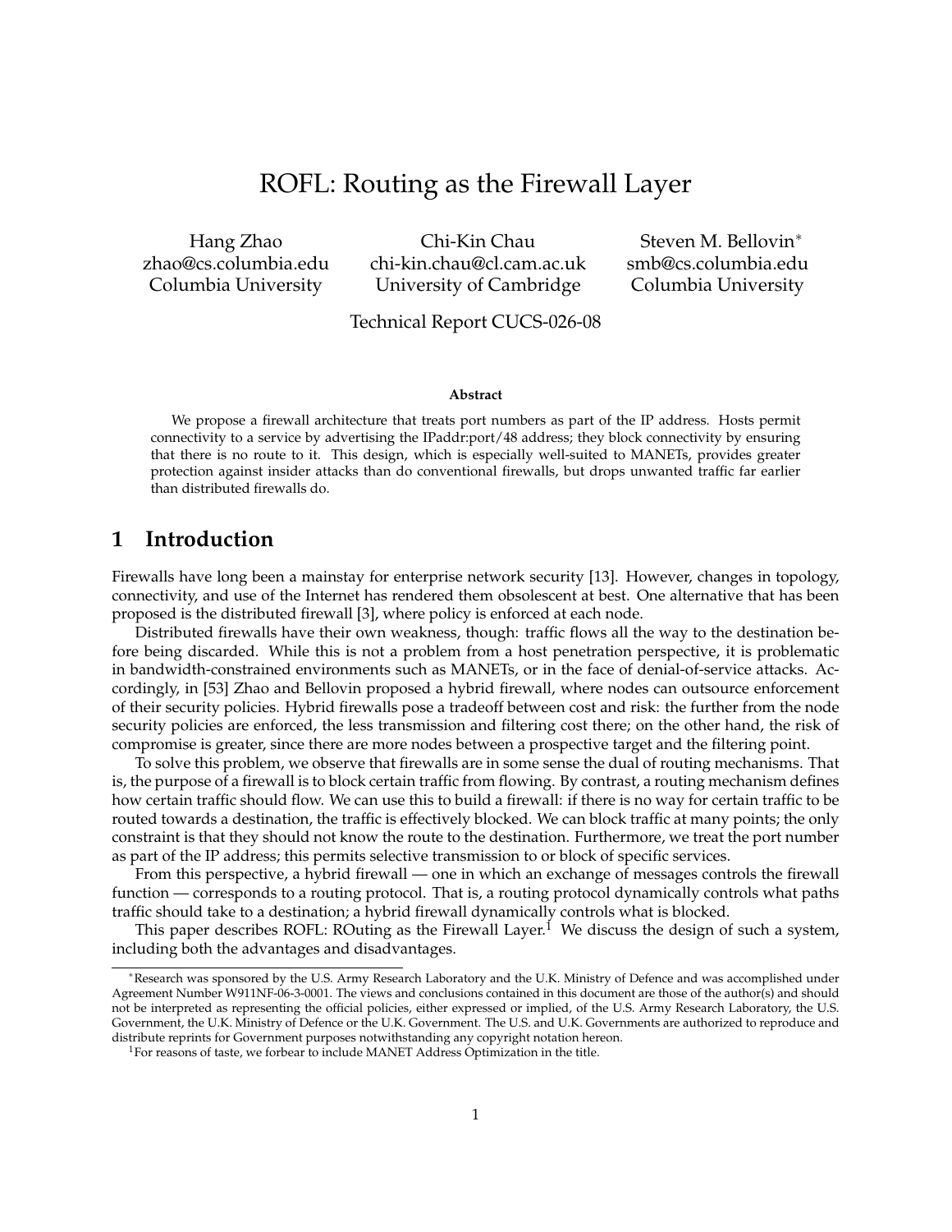# ROFL: Routing as the Firewall Layer

Hang Zhao
zhao@cs.columbia.edu
Columbia University

Chi-Kin Chau
chi-kin.chau@cl.cam.ac.uk
University of Cambridge

Steven M. Bellovin*
smb@cs.columbia.edu
Columbia University

Technical Report CUCS-026-08

**Abstract**

We propose a firewall architecture that treats port numbers as part of the IP address. Hosts permit connectivity to a service by advertising the IPaddr:port/48 address; they block connectivity by ensuring that there is no route to it. This design, which is especially well-suited to MANETs, provides greater protection against insider attacks than do conventional firewalls, but drops unwanted traffic far earlier than distributed firewalls do.

## 1 Introduction

Firewalls have long been a mainstay for enterprise network security [13]. However, changes in topology, connectivity, and use of the Internet has rendered them obsolescent at best. One alternative that has been proposed is the distributed firewall [3], where policy is enforced at each node.

Distributed firewalls have their own weakness, though: traffic flows all the way to the destination before being discarded. While this is not a problem from a host penetration perspective, it is problematic in bandwidth-constrained environments such as MANETs, or in the face of denial-of-service attacks. Accordingly, in [53] Zhao and Bellovin proposed a hybrid firewall, where nodes can outsource enforcement of their security policies. Hybrid firewalls pose a tradeoff between cost and risk: the further from the node security policies are enforced, the less transmission and filtering cost there; on the other hand, the risk of compromise is greater, since there are more nodes between a prospective target and the filtering point.

To solve this problem, we observe that firewalls are in some sense the dual of routing mechanisms. That is, the purpose of a firewall is to block certain traffic from flowing. By contrast, a routing mechanism defines how certain traffic should flow. We can use this to build a firewall: if there is no way for certain traffic to be routed towards a destination, the traffic is effectively blocked. We can block traffic at many points; the only constraint is that they should not know the route to the destination. Furthermore, we treat the port number as part of the IP address; this permits selective transmission to or block of specific services.

From this perspective, a hybrid firewall — one in which an exchange of messages controls the firewall function — corresponds to a routing protocol. That is, a routing protocol dynamically controls what paths traffic should take to a destination; a hybrid firewall dynamically controls what is blocked.

This paper describes ROFL: ROuting as the Firewall Layer.[1] We discuss the design of such a system, including both the advantages and disadvantages.

*Research was sponsored by the U.S. Army Research Laboratory and the U.K. Ministry of Defence and was accomplished under Agreement Number W911NF-06-3-0001. The views and conclusions contained in this document are those of the author(s) and should not be interpreted as representing the official policies, either expressed or implied, of the U.S. Army Research Laboratory, the U.S. Government, the U.K. Ministry of Defence or the U.K. Government. The U.S. and U.K. Governments are authorized to reproduce and distribute reprints for Government purposes notwithstanding any copyright notation hereon.

[1]For reasons of taste, we forbear to include MANET Address Optimization in the title.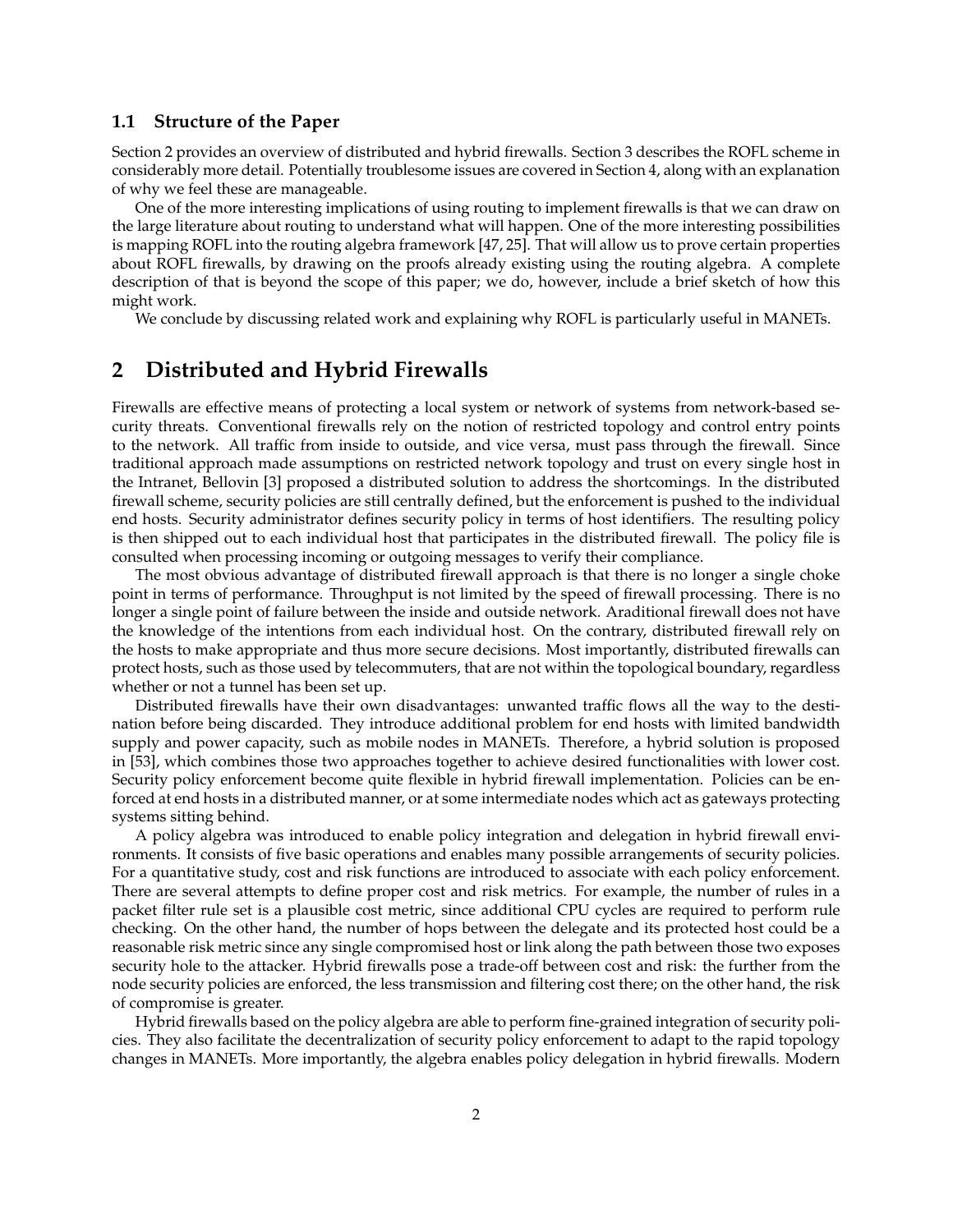### 1.1 Structure of the Paper

Section 2 provides an overview of distributed and hybrid firewalls. Section 3 describes the ROFL scheme in considerably more detail. Potentially troublesome issues are covered in Section 4, along with an explanation of why we feel these are manageable.

One of the more interesting implications of using routing to implement firewalls is that we can draw on the large literature about routing to understand what will happen. One of the more interesting possibilities is mapping ROFL into the routing algebra framework [47, 25]. That will allow us to prove certain properties about ROFL firewalls, by drawing on the proofs already existing using the routing algebra. A complete description of that is beyond the scope of this paper; we do, however, include a brief sketch of how this might work.

We conclude by discussing related work and explaining why ROFL is particularly useful in MANETs.

## 2 Distributed and Hybrid Firewalls

Firewalls are effective means of protecting a local system or network of systems from network-based security threats. Conventional firewalls rely on the notion of restricted topology and control entry points to the network. All traffic from inside to outside, and vice versa, must pass through the firewall. Since traditional approach made assumptions on restricted network topology and trust on every single host in the Intranet, Bellovin [3] proposed a distributed solution to address the shortcomings. In the distributed firewall scheme, security policies are still centrally defined, but the enforcement is pushed to the individual end hosts. Security administrator defines security policy in terms of host identifiers. The resulting policy is then shipped out to each individual host that participates in the distributed firewall. The policy file is consulted when processing incoming or outgoing messages to verify their compliance.

The most obvious advantage of distributed firewall approach is that there is no longer a single choke point in terms of performance. Throughput is not limited by the speed of firewall processing. There is no longer a single point of failure between the inside and outside network. Araditional firewall does not have the knowledge of the intentions from each individual host. On the contrary, distributed firewall rely on the hosts to make appropriate and thus more secure decisions. Most importantly, distributed firewalls can protect hosts, such as those used by telecommuters, that are not within the topological boundary, regardless whether or not a tunnel has been set up.

Distributed firewalls have their own disadvantages: unwanted traffic flows all the way to the destination before being discarded. They introduce additional problem for end hosts with limited bandwidth supply and power capacity, such as mobile nodes in MANETs. Therefore, a hybrid solution is proposed in [53], which combines those two approaches together to achieve desired functionalities with lower cost. Security policy enforcement become quite flexible in hybrid firewall implementation. Policies can be enforced at end hosts in a distributed manner, or at some intermediate nodes which act as gateways protecting systems sitting behind.

A policy algebra was introduced to enable policy integration and delegation in hybrid firewall environments. It consists of five basic operations and enables many possible arrangements of security policies. For a quantitative study, cost and risk functions are introduced to associate with each policy enforcement. There are several attempts to define proper cost and risk metrics. For example, the number of rules in a packet filter rule set is a plausible cost metric, since additional CPU cycles are required to perform rule checking. On the other hand, the number of hops between the delegate and its protected host could be a reasonable risk metric since any single compromised host or link along the path between those two exposes security hole to the attacker. Hybrid firewalls pose a trade-off between cost and risk: the further from the node security policies are enforced, the less transmission and filtering cost there; on the other hand, the risk of compromise is greater.

Hybrid firewalls based on the policy algebra are able to perform fine-grained integration of security policies. They also facilitate the decentralization of security policy enforcement to adapt to the rapid topology changes in MANETs. More importantly, the algebra enables policy delegation in hybrid firewalls. Modern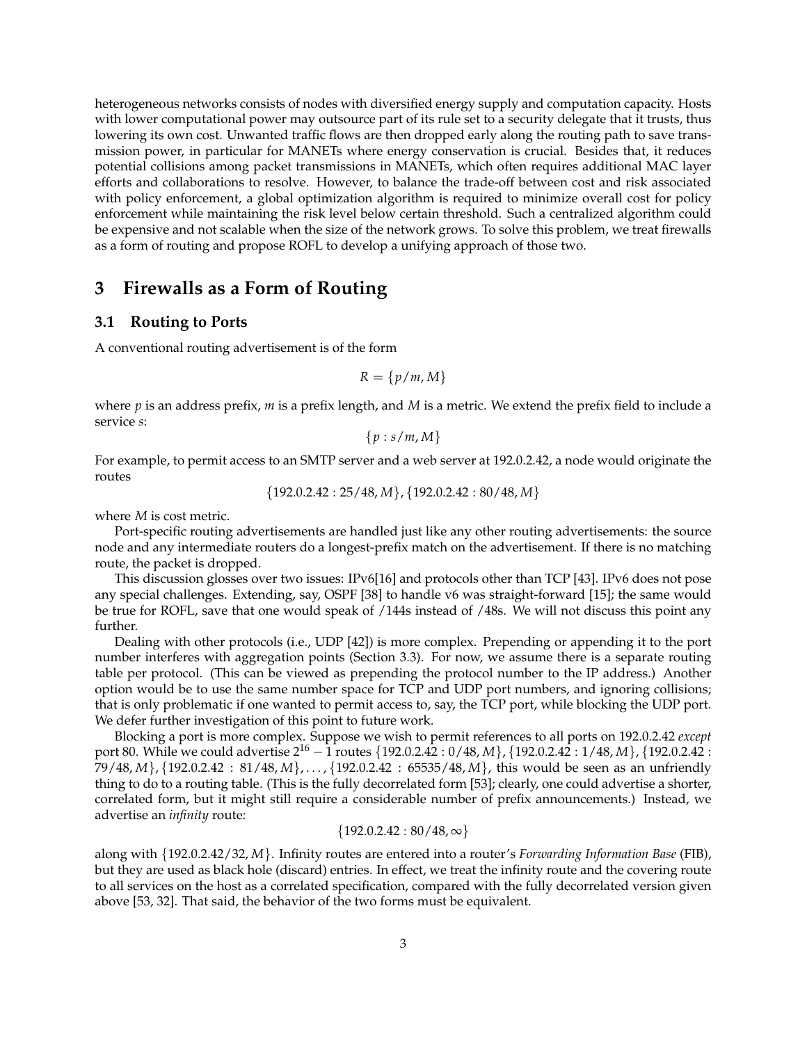heterogeneous networks consists of nodes with diversified energy supply and computation capacity. Hosts with lower computational power may outsource part of its rule set to a security delegate that it trusts, thus lowering its own cost. Unwanted traffic flows are then dropped early along the routing path to save transmission power, in particular for MANETs where energy conservation is crucial. Besides that, it reduces potential collisions among packet transmissions in MANETs, which often requires additional MAC layer efforts and collaborations to resolve. However, to balance the trade-off between cost and risk associated with policy enforcement, a global optimization algorithm is required to minimize overall cost for policy enforcement while maintaining the risk level below certain threshold. Such a centralized algorithm could be expensive and not scalable when the size of the network grows. To solve this problem, we treat firewalls as a form of routing and propose ROFL to develop a unifying approach of those two.

# 3 Firewalls as a Form of Routing

## 3.1 Routing to Ports

A conventional routing advertisement is of the form

$$R = \{p/m, M\}$$

where $p$ is an address prefix, $m$ is a prefix length, and $M$ is a metric. We extend the prefix field to include a service $s$:

$$\{p : s/m, M\}$$

For example, to permit access to an SMTP server and a web server at 192.0.2.42, a node would originate the routes

$$\{192.0.2.42 : 25/48, M\}, \{192.0.2.42 : 80/48, M\}$$

where $M$ is cost metric.

Port-specific routing advertisements are handled just like any other routing advertisements: the source node and any intermediate routers do a longest-prefix match on the advertisement. If there is no matching route, the packet is dropped.

This discussion glosses over two issues: IPv6[16] and protocols other than TCP [43]. IPv6 does not pose any special challenges. Extending, say, OSPF [38] to handle v6 was straight-forward [15]; the same would be true for ROFL, save that one would speak of /144s instead of /48s. We will not discuss this point any further.

Dealing with other protocols (i.e., UDP [42]) is more complex. Prepending or appending it to the port number interferes with aggregation points (Section 3.3). For now, we assume there is a separate routing table per protocol. (This can be viewed as prepending the protocol number to the IP address.) Another option would be to use the same number space for TCP and UDP port numbers, and ignoring collisions; that is only problematic if one wanted to permit access to, say, the TCP port, while blocking the UDP port. We defer further investigation of this point to future work.

Blocking a port is more complex. Suppose we wish to permit references to all ports on 192.0.2.42 *except* port 80. While we could advertise $2^{16} - 1$ routes $\{192.0.2.42 : 0/48, M\}, \{192.0.2.42 : 1/48, M\}, \{192.0.2.42 : 79/48, M\}, \{192.0.2.42 : 81/48, M\}, \ldots, \{192.0.2.42 : 65535/48, M\}$, this would be seen as an unfriendly thing to do to a routing table. (This is the fully decorrelated form [53]; clearly, one could advertise a shorter, correlated form, but it might still require a considerable number of prefix announcements.) Instead, we advertise an *infinity* route:

$$\{192.0.2.42 : 80/48, \infty\}$$

along with $\{192.0.2.42/32, M\}$. Infinity routes are entered into a router's *Forwarding Information Base* (FIB), but they are used as black hole (discard) entries. In effect, we treat the infinity route and the covering route to all services on the host as a correlated specification, compared with the fully decorrelated version given above [53, 32]. That said, the behavior of the two forms must be equivalent.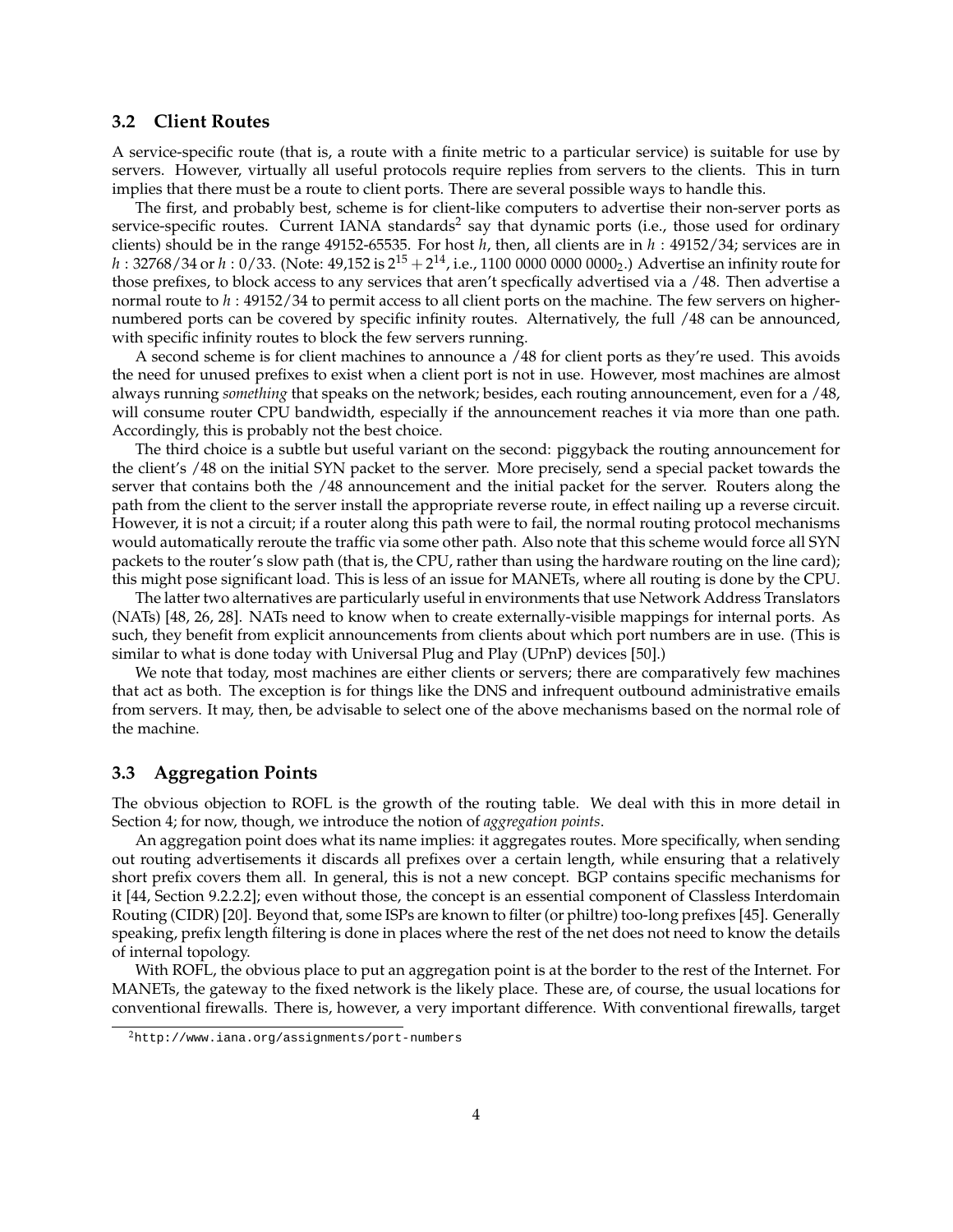### 3.2 Client Routes

A service-specific route (that is, a route with a finite metric to a particular service) is suitable for use by servers. However, virtually all useful protocols require replies from servers to the clients. This in turn implies that there must be a route to client ports. There are several possible ways to handle this.

The first, and probably best, scheme is for client-like computers to advertise their non-server ports as service-specific routes. Current IANA standards[2] say that dynamic ports (i.e., those used for ordinary clients) should be in the range 49152-65535. For host $h$, then, all clients are in $h$ : 49152/34; services are in $h$ : 32768/34 or $h$ : 0/33. (Note: 49,152 is $2^{15} + 2^{14}$, i.e., $1100\ 0000\ 0000\ 0000_2$.) Advertise an infinity route for those prefixes, to block access to any services that aren't specfically advertised via a /48. Then advertise a normal route to $h$ : 49152/34 to permit access to all client ports on the machine. The few servers on higher-numbered ports can be covered by specific infinity routes. Alternatively, the full /48 can be announced, with specific infinity routes to block the few servers running.

A second scheme is for client machines to announce a /48 for client ports as they're used. This avoids the need for unused prefixes to exist when a client port is not in use. However, most machines are almost always running *something* that speaks on the network; besides, each routing announcement, even for a /48, will consume router CPU bandwidth, especially if the announcement reaches it via more than one path. Accordingly, this is probably not the best choice.

The third choice is a subtle but useful variant on the second: piggyback the routing announcement for the client's /48 on the initial SYN packet to the server. More precisely, send a special packet towards the server that contains both the /48 announcement and the initial packet for the server. Routers along the path from the client to the server install the appropriate reverse route, in effect nailing up a reverse circuit. However, it is not a circuit; if a router along this path were to fail, the normal routing protocol mechanisms would automatically reroute the traffic via some other path. Also note that this scheme would force all SYN packets to the router's slow path (that is, the CPU, rather than using the hardware routing on the line card); this might pose significant load. This is less of an issue for MANETs, where all routing is done by the CPU.

The latter two alternatives are particularly useful in environments that use Network Address Translators (NATs) [48, 26, 28]. NATs need to know when to create externally-visible mappings for internal ports. As such, they benefit from explicit announcements from clients about which port numbers are in use. (This is similar to what is done today with Universal Plug and Play (UPnP) devices [50].)

We note that today, most machines are either clients or servers; there are comparatively few machines that act as both. The exception is for things like the DNS and infrequent outbound administrative emails from servers. It may, then, be advisable to select one of the above mechanisms based on the normal role of the machine.

### 3.3 Aggregation Points

The obvious objection to ROFL is the growth of the routing table. We deal with this in more detail in Section 4; for now, though, we introduce the notion of *aggregation points*.

An aggregation point does what its name implies: it aggregates routes. More specifically, when sending out routing advertisements it discards all prefixes over a certain length, while ensuring that a relatively short prefix covers them all. In general, this is not a new concept. BGP contains specific mechanisms for it [44, Section 9.2.2.2]; even without those, the concept is an essential component of Classless Interdomain Routing (CIDR) [20]. Beyond that, some ISPs are known to filter (or philtre) too-long prefixes [45]. Generally speaking, prefix length filtering is done in places where the rest of the net does not need to know the details of internal topology.

With ROFL, the obvious place to put an aggregation point is at the border to the rest of the Internet. For MANETs, the gateway to the fixed network is the likely place. These are, of course, the usual locations for conventional firewalls. There is, however, a very important difference. With conventional firewalls, target

[2] http://www.iana.org/assignments/port-numbers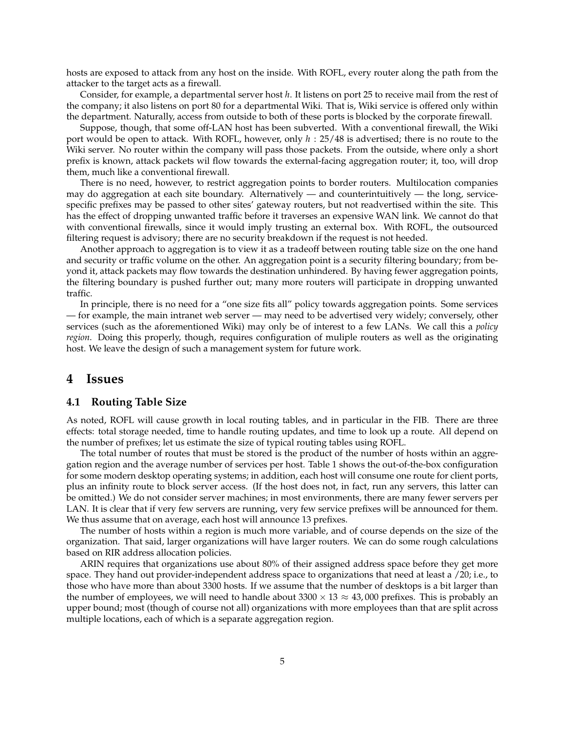hosts are exposed to attack from any host on the inside. With ROFL, every router along the path from the attacker to the target acts as a firewall.

Consider, for example, a departmental server host *h*. It listens on port 25 to receive mail from the rest of the company; it also listens on port 80 for a departmental Wiki. That is, Wiki service is offered only within the department. Naturally, access from outside to both of these ports is blocked by the corporate firewall.

Suppose, though, that some off-LAN host has been subverted. With a conventional firewall, the Wiki port would be open to attack. With ROFL, however, only $h : 25/48$ is advertised; there is no route to the Wiki server. No router within the company will pass those packets. From the outside, where only a short prefix is known, attack packets wil flow towards the external-facing aggregation router; it, too, will drop them, much like a conventional firewall.

There is no need, however, to restrict aggregation points to border routers. Multilocation companies may do aggregation at each site boundary. Alternatively — and counterintuitively — the long, service-specific prefixes may be passed to other sites' gateway routers, but not readvertised within the site. This has the effect of dropping unwanted traffic before it traverses an expensive WAN link. We cannot do that with conventional firewalls, since it would imply trusting an external box. With ROFL, the outsourced filtering request is advisory; there are no security breakdown if the request is not heeded.

Another approach to aggregation is to view it as a tradeoff between routing table size on the one hand and security or traffic volume on the other. An aggregation point is a security filtering boundary; from beyond it, attack packets may flow towards the destination unhindered. By having fewer aggregation points, the filtering boundary is pushed further out; many more routers will participate in dropping unwanted traffic.

In principle, there is no need for a "one size fits all" policy towards aggregation points. Some services — for example, the main intranet web server — may need to be advertised very widely; conversely, other services (such as the aforementioned Wiki) may only be of interest to a few LANs. We call this a *policy region*. Doing this properly, though, requires configuration of muliple routers as well as the originating host. We leave the design of such a management system for future work.

# 4 Issues

## 4.1 Routing Table Size

As noted, ROFL will cause growth in local routing tables, and in particular in the FIB. There are three effects: total storage needed, time to handle routing updates, and time to look up a route. All depend on the number of prefixes; let us estimate the size of typical routing tables using ROFL.

The total number of routes that must be stored is the product of the number of hosts within an aggregation region and the average number of services per host. Table 1 shows the out-of-the-box configuration for some modern desktop operating systems; in addition, each host will consume one route for client ports, plus an infinity route to block server access. (If the host does not, in fact, run any servers, this latter can be omitted.) We do not consider server machines; in most environments, there are many fewer servers per LAN. It is clear that if very few servers are running, very few service prefixes will be announced for them. We thus assume that on average, each host will announce 13 prefixes.

The number of hosts within a region is much more variable, and of course depends on the size of the organization. That said, larger organizations will have larger routers. We can do some rough calculations based on RIR address allocation policies.

ARIN requires that organizations use about 80% of their assigned address space before they get more space. They hand out provider-independent address space to organizations that need at least a /20; i.e., to those who have more than about 3300 hosts. If we assume that the number of desktops is a bit larger than the number of employees, we will need to handle about $3300 \times 13 \approx 43,000$ prefixes. This is probably an upper bound; most (though of course not all) organizations with more employees than that are split across multiple locations, each of which is a separate aggregation region.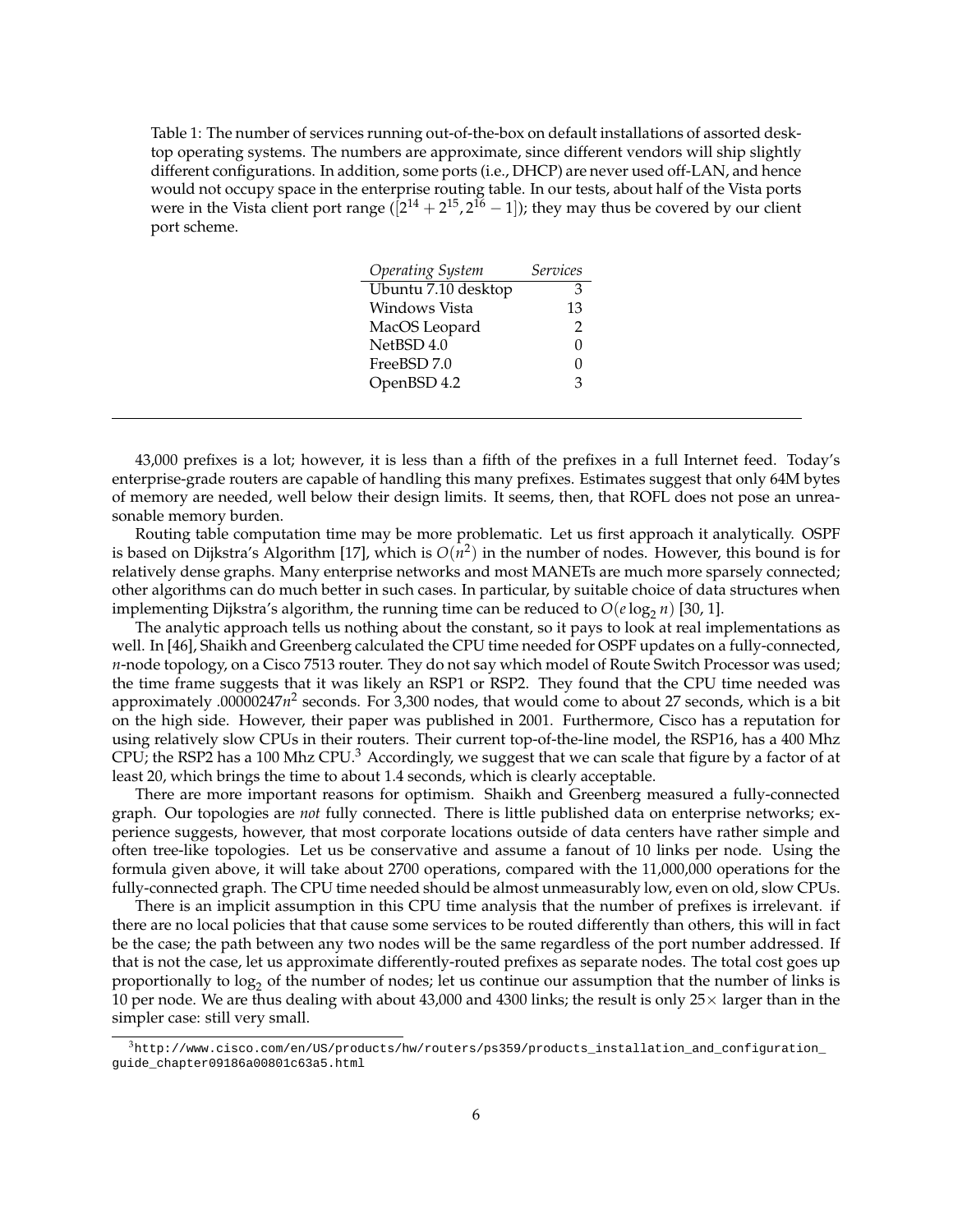Table 1: The number of services running out-of-the-box on default installations of assorted desktop operating systems. The numbers are approximate, since different vendors will ship slightly different configurations. In addition, some ports (i.e., DHCP) are never used off-LAN, and hence would not occupy space in the enterprise routing table. In our tests, about half of the Vista ports were in the Vista client port range ($[2^{14} + 2^{15}, 2^{16} - 1]$); they may thus be covered by our client port scheme.

| *Operating System* | *Services* |
|---|---|
| Ubuntu 7.10 desktop | 3 |
| Windows Vista | 13 |
| MacOS Leopard | 2 |
| NetBSD 4.0 | 0 |
| FreeBSD 7.0 | 0 |
| OpenBSD 4.2 | 3 |

43,000 prefixes is a lot; however, it is less than a fifth of the prefixes in a full Internet feed. Today's enterprise-grade routers are capable of handling this many prefixes. Estimates suggest that only 64M bytes of memory are needed, well below their design limits. It seems, then, that ROFL does not pose an unreasonable memory burden.

Routing table computation time may be more problematic. Let us first approach it analytically. OSPF is based on Dijkstra's Algorithm [17], which is $O(n^2)$ in the number of nodes. However, this bound is for relatively dense graphs. Many enterprise networks and most MANETs are much more sparsely connected; other algorithms can do much better in such cases. In particular, by suitable choice of data structures when implementing Dijkstra's algorithm, the running time can be reduced to $O(e \log_2 n)$ [30, 1].

The analytic approach tells us nothing about the constant, so it pays to look at real implementations as well. In [46], Shaikh and Greenberg calculated the CPU time needed for OSPF updates on a fully-connected, $n$-node topology, on a Cisco 7513 router. They do not say which model of Route Switch Processor was used; the time frame suggests that it was likely an RSP1 or RSP2. They found that the CPU time needed was approximately $.00000247n^2$ seconds. For 3,300 nodes, that would come to about 27 seconds, which is a bit on the high side. However, their paper was published in 2001. Furthermore, Cisco has a reputation for using relatively slow CPUs in their routers. Their current top-of-the-line model, the RSP16, has a 400 Mhz CPU; the RSP2 has a 100 Mhz CPU.[3] Accordingly, we suggest that we can scale that figure by a factor of at least 20, which brings the time to about 1.4 seconds, which is clearly acceptable.

There are more important reasons for optimism. Shaikh and Greenberg measured a fully-connected graph. Our topologies are *not* fully connected. There is little published data on enterprise networks; experience suggests, however, that most corporate locations outside of data centers have rather simple and often tree-like topologies. Let us be conservative and assume a fanout of 10 links per node. Using the formula given above, it will take about 2700 operations, compared with the 11,000,000 operations for the fully-connected graph. The CPU time needed should be almost unmeasurably low, even on old, slow CPUs.

There is an implicit assumption in this CPU time analysis that the number of prefixes is irrelevant. if there are no local policies that that cause some services to be routed differently than others, this will in fact be the case; the path between any two nodes will be the same regardless of the port number addressed. If that is not the case, let us approximate differently-routed prefixes as separate nodes. The total cost goes up proportionally to $\log_2$ of the number of nodes; let us continue our assumption that the number of links is 10 per node. We are thus dealing with about 43,000 and 4300 links; the result is only $25\times$ larger than in the simpler case: still very small.

[3] `http://www.cisco.com/en/US/products/hw/routers/ps359/products_installation_and_configuration_guide_chapter09186a00801c63a5.html`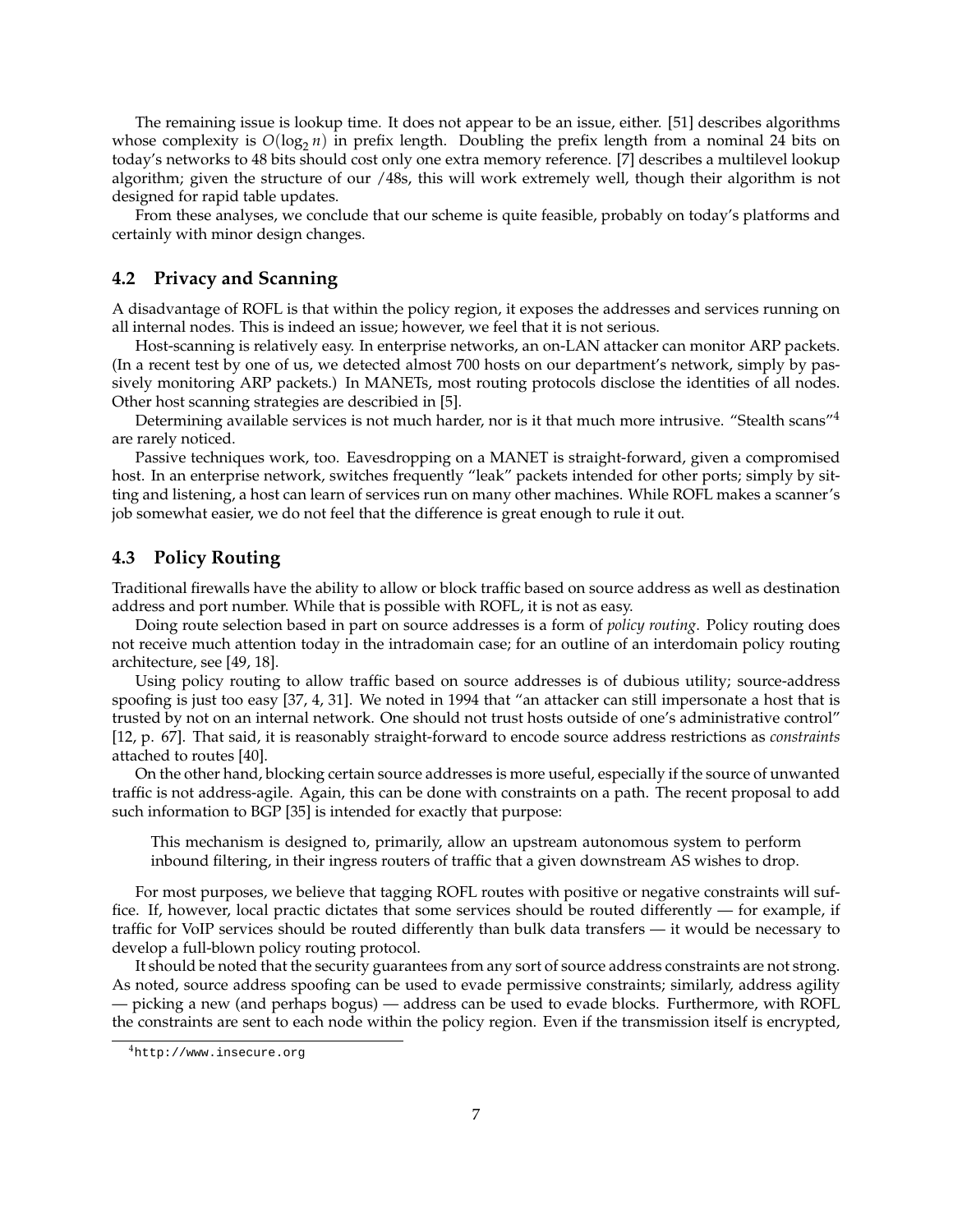The remaining issue is lookup time. It does not appear to be an issue, either. [51] describes algorithms whose complexity is $O(\log_2 n)$ in prefix length. Doubling the prefix length from a nominal 24 bits on today's networks to 48 bits should cost only one extra memory reference. [7] describes a multilevel lookup algorithm; given the structure of our /48s, this will work extremely well, though their algorithm is not designed for rapid table updates.

From these analyses, we conclude that our scheme is quite feasible, probably on today's platforms and certainly with minor design changes.

### 4.2 Privacy and Scanning

A disadvantage of ROFL is that within the policy region, it exposes the addresses and services running on all internal nodes. This is indeed an issue; however, we feel that it is not serious.

Host-scanning is relatively easy. In enterprise networks, an on-LAN attacker can monitor ARP packets. (In a recent test by one of us, we detected almost 700 hosts on our department's network, simply by passively monitoring ARP packets.) In MANETs, most routing protocols disclose the identities of all nodes. Other host scanning strategies are describied in [5].

Determining available services is not much harder, nor is it that much more intrusive. "Stealth scans"[4] are rarely noticed.

Passive techniques work, too. Eavesdropping on a MANET is straight-forward, given a compromised host. In an enterprise network, switches frequently "leak" packets intended for other ports; simply by sitting and listening, a host can learn of services run on many other machines. While ROFL makes a scanner's job somewhat easier, we do not feel that the difference is great enough to rule it out.

### 4.3 Policy Routing

Traditional firewalls have the ability to allow or block traffic based on source address as well as destination address and port number. While that is possible with ROFL, it is not as easy.

Doing route selection based in part on source addresses is a form of *policy routing*. Policy routing does not receive much attention today in the intradomain case; for an outline of an interdomain policy routing architecture, see [49, 18].

Using policy routing to allow traffic based on source addresses is of dubious utility; source-address spoofing is just too easy [37, 4, 31]. We noted in 1994 that "an attacker can still impersonate a host that is trusted by not on an internal network. One should not trust hosts outside of one's administrative control" [12, p. 67]. That said, it is reasonably straight-forward to encode source address restrictions as *constraints* attached to routes [40].

On the other hand, blocking certain source addresses is more useful, especially if the source of unwanted traffic is not address-agile. Again, this can be done with constraints on a path. The recent proposal to add such information to BGP [35] is intended for exactly that purpose:

> This mechanism is designed to, primarily, allow an upstream autonomous system to perform inbound filtering, in their ingress routers of traffic that a given downstream AS wishes to drop.

For most purposes, we believe that tagging ROFL routes with positive or negative constraints will suffice. If, however, local practic dictates that some services should be routed differently — for example, if traffic for VoIP services should be routed differently than bulk data transfers — it would be necessary to develop a full-blown policy routing protocol.

It should be noted that the security guarantees from any sort of source address constraints are not strong. As noted, source address spoofing can be used to evade permissive constraints; similarly, address agility — picking a new (and perhaps bogus) — address can be used to evade blocks. Furthermore, with ROFL the constraints are sent to each node within the policy region. Even if the transmission itself is encrypted,

[4] http://www.insecure.org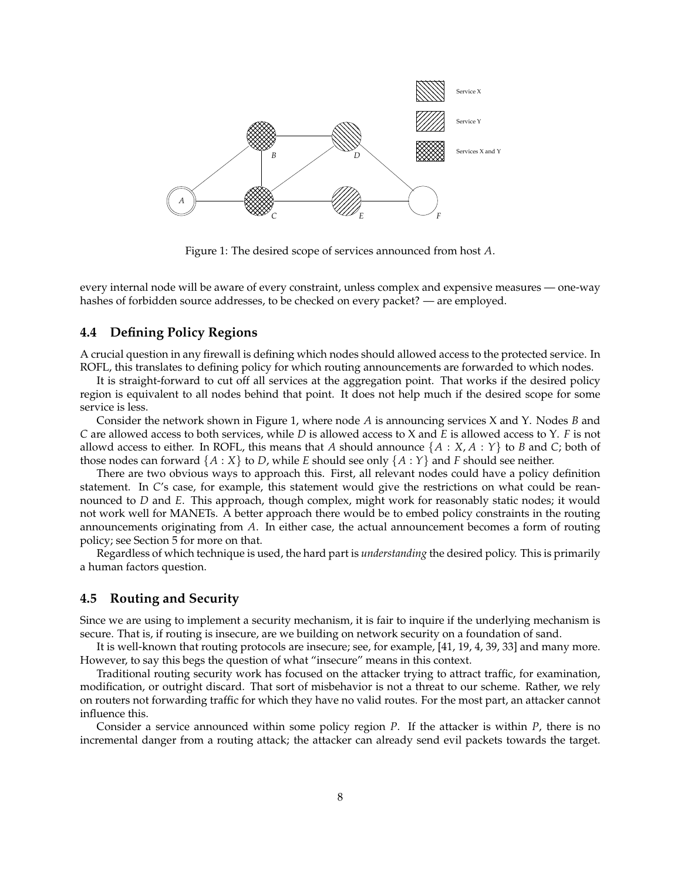Figure 1: The desired scope of services announced from host $A$.

every internal node will be aware of every constraint, unless complex and expensive measures — one-way hashes of forbidden source addresses, to be checked on every packet? — are employed.

### 4.4 Defining Policy Regions

A crucial question in any firewall is defining which nodes should allowed access to the protected service. In ROFL, this translates to defining policy for which routing announcements are forwarded to which nodes.

It is straight-forward to cut off all services at the aggregation point. That works if the desired policy region is equivalent to all nodes behind that point. It does not help much if the desired scope for some service is less.

Consider the network shown in Figure 1, where node $A$ is announcing services X and Y. Nodes $B$ and $C$ are allowed access to both services, while $D$ is allowed access to X and $E$ is allowed access to Y. $F$ is not allowd access to either. In ROFL, this means that $A$ should announce $\{A : X, A : Y\}$ to $B$ and $C$; both of those nodes can forward $\{A : X\}$ to $D$, while $E$ should see only $\{A : Y\}$ and $F$ should see neither.

There are two obvious ways to approach this. First, all relevant nodes could have a policy definition statement. In $C$'s case, for example, this statement would give the restrictions on what could be reannounced to $D$ and $E$. This approach, though complex, might work for reasonably static nodes; it would not work well for MANETs. A better approach there would be to embed policy constraints in the routing announcements originating from $A$. In either case, the actual announcement becomes a form of routing policy; see Section 5 for more on that.

Regardless of which technique is used, the hard part is *understanding* the desired policy. This is primarily a human factors question.

### 4.5 Routing and Security

Since we are using to implement a security mechanism, it is fair to inquire if the underlying mechanism is secure. That is, if routing is insecure, are we building on network security on a foundation of sand.

It is well-known that routing protocols are insecure; see, for example, [41, 19, 4, 39, 33] and many more. However, to say this begs the question of what "insecure" means in this context.

Traditional routing security work has focused on the attacker trying to attract traffic, for examination, modification, or outright discard. That sort of misbehavior is not a threat to our scheme. Rather, we rely on routers not forwarding traffic for which they have no valid routes. For the most part, an attacker cannot influence this.

Consider a service announced within some policy region $P$. If the attacker is within $P$, there is no incremental danger from a routing attack; the attacker can already send evil packets towards the target.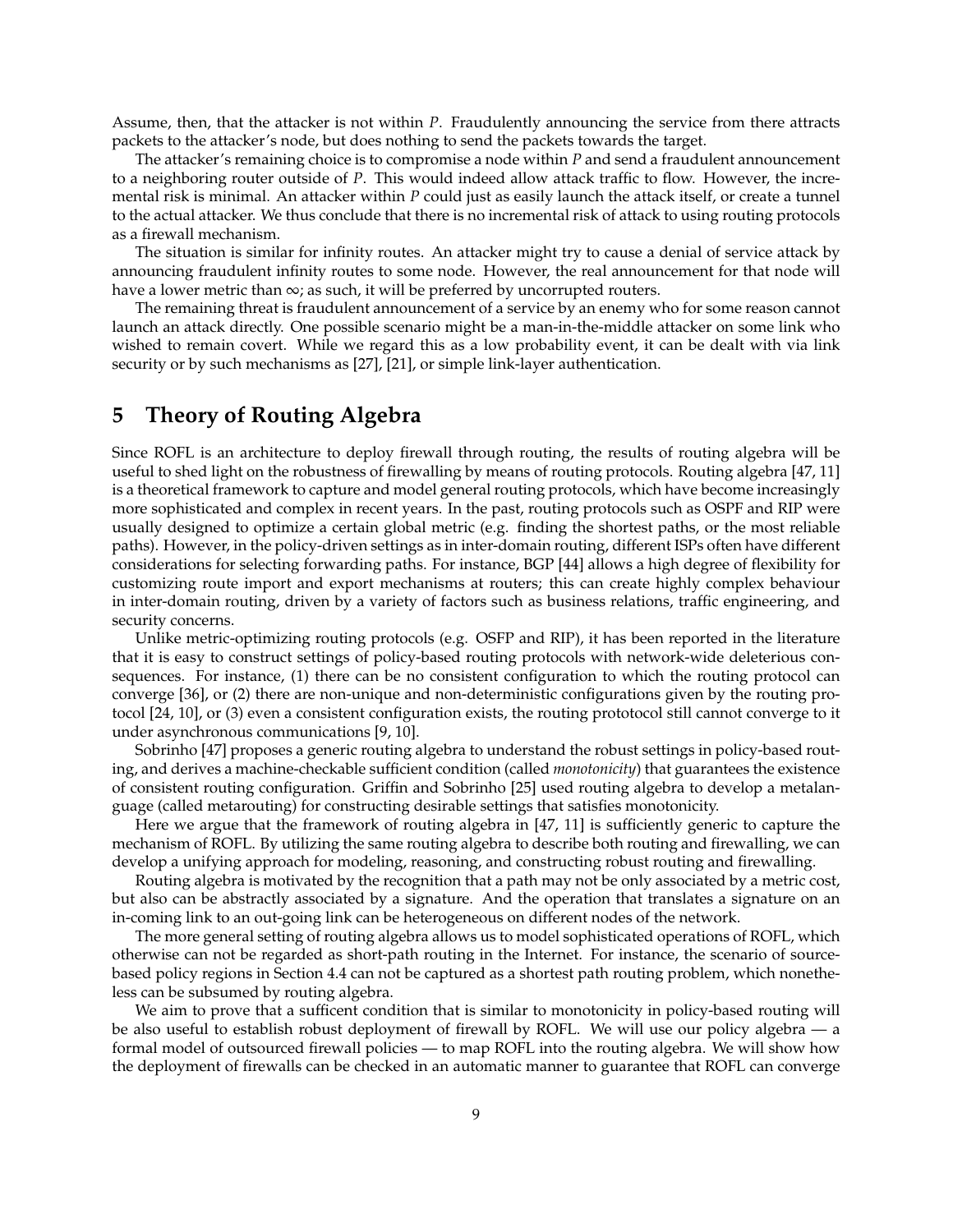Assume, then, that the attacker is not within $P$. Fraudulently announcing the service from there attracts packets to the attacker's node, but does nothing to send the packets towards the target.

The attacker's remaining choice is to compromise a node within $P$ and send a fraudulent announcement to a neighboring router outside of $P$. This would indeed allow attack traffic to flow. However, the incremental risk is minimal. An attacker within $P$ could just as easily launch the attack itself, or create a tunnel to the actual attacker. We thus conclude that there is no incremental risk of attack to using routing protocols as a firewall mechanism.

The situation is similar for infinity routes. An attacker might try to cause a denial of service attack by announcing fraudulent infinity routes to some node. However, the real announcement for that node will have a lower metric than $\infty$; as such, it will be preferred by uncorrupted routers.

The remaining threat is fraudulent announcement of a service by an enemy who for some reason cannot launch an attack directly. One possible scenario might be a man-in-the-middle attacker on some link who wished to remain covert. While we regard this as a low probability event, it can be dealt with via link security or by such mechanisms as [27], [21], or simple link-layer authentication.

# 5 Theory of Routing Algebra

Since ROFL is an architecture to deploy firewall through routing, the results of routing algebra will be useful to shed light on the robustness of firewalling by means of routing protocols. Routing algebra [47, 11] is a theoretical framework to capture and model general routing protocols, which have become increasingly more sophisticated and complex in recent years. In the past, routing protocols such as OSPF and RIP were usually designed to optimize a certain global metric (e.g. finding the shortest paths, or the most reliable paths). However, in the policy-driven settings as in inter-domain routing, different ISPs often have different considerations for selecting forwarding paths. For instance, BGP [44] allows a high degree of flexibility for customizing route import and export mechanisms at routers; this can create highly complex behaviour in inter-domain routing, driven by a variety of factors such as business relations, traffic engineering, and security concerns.

Unlike metric-optimizing routing protocols (e.g. OSFP and RIP), it has been reported in the literature that it is easy to construct settings of policy-based routing protocols with network-wide deleterious consequences. For instance, (1) there can be no consistent configuration to which the routing protocol can converge [36], or (2) there are non-unique and non-deterministic configurations given by the routing protocol [24, 10], or (3) even a consistent configuration exists, the routing prototocol still cannot converge to it under asynchronous communications [9, 10].

Sobrinho [47] proposes a generic routing algebra to understand the robust settings in policy-based routing, and derives a machine-checkable sufficient condition (called *monotonicity*) that guarantees the existence of consistent routing configuration. Griffin and Sobrinho [25] used routing algebra to develop a metalanguage (called metarouting) for constructing desirable settings that satisfies monotonicity.

Here we argue that the framework of routing algebra in [47, 11] is sufficiently generic to capture the mechanism of ROFL. By utilizing the same routing algebra to describe both routing and firewalling, we can develop a unifying approach for modeling, reasoning, and constructing robust routing and firewalling.

Routing algebra is motivated by the recognition that a path may not be only associated by a metric cost, but also can be abstractly associated by a signature. And the operation that translates a signature on an in-coming link to an out-going link can be heterogeneous on different nodes of the network.

The more general setting of routing algebra allows us to model sophisticated operations of ROFL, which otherwise can not be regarded as short-path routing in the Internet. For instance, the scenario of source-based policy regions in Section 4.4 can not be captured as a shortest path routing problem, which nonetheless can be subsumed by routing algebra.

We aim to prove that a sufficent condition that is similar to monotonicity in policy-based routing will be also useful to establish robust deployment of firewall by ROFL. We will use our policy algebra — a formal model of outsourced firewall policies — to map ROFL into the routing algebra. We will show how the deployment of firewalls can be checked in an automatic manner to guarantee that ROFL can converge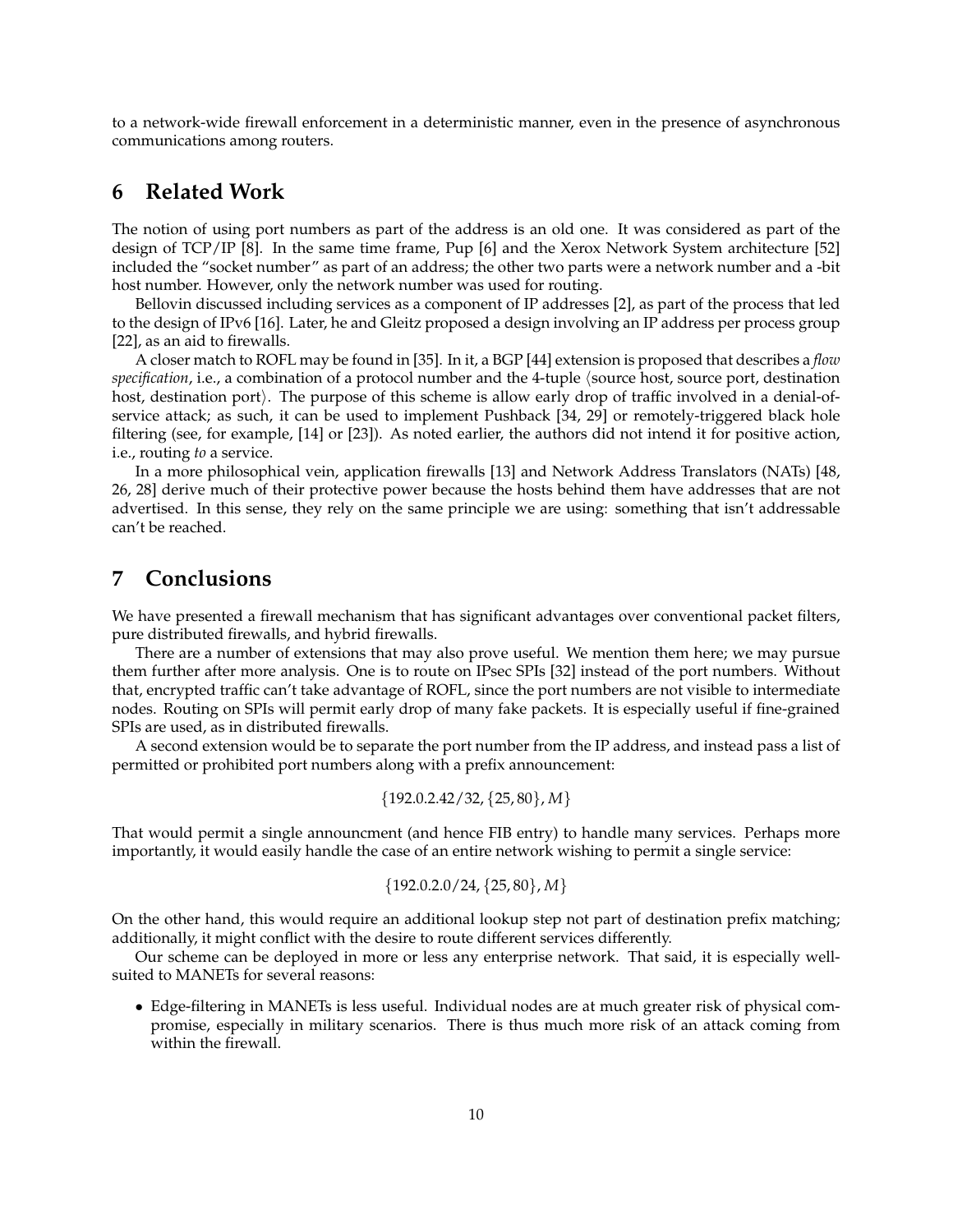to a network-wide firewall enforcement in a deterministic manner, even in the presence of asynchronous communications among routers.

## 6 Related Work

The notion of using port numbers as part of the address is an old one. It was considered as part of the design of TCP/IP [8]. In the same time frame, Pup [6] and the Xerox Network System architecture [52] included the "socket number" as part of an address; the other two parts were a network number and a -bit host number. However, only the network number was used for routing.

Bellovin discussed including services as a component of IP addresses [2], as part of the process that led to the design of IPv6 [16]. Later, he and Gleitz proposed a design involving an IP address per process group [22], as an aid to firewalls.

A closer match to ROFL may be found in [35]. In it, a BGP [44] extension is proposed that describes a *flow specification*, i.e., a combination of a protocol number and the 4-tuple ⟨source host, source port, destination host, destination port⟩. The purpose of this scheme is allow early drop of traffic involved in a denial-of-service attack; as such, it can be used to implement Pushback [34, 29] or remotely-triggered black hole filtering (see, for example, [14] or [23]). As noted earlier, the authors did not intend it for positive action, i.e., routing *to* a service.

In a more philosophical vein, application firewalls [13] and Network Address Translators (NATs) [48, 26, 28] derive much of their protective power because the hosts behind them have addresses that are not advertised. In this sense, they rely on the same principle we are using: something that isn't addressable can't be reached.

## 7 Conclusions

We have presented a firewall mechanism that has significant advantages over conventional packet filters, pure distributed firewalls, and hybrid firewalls.

There are a number of extensions that may also prove useful. We mention them here; we may pursue them further after more analysis. One is to route on IPsec SPIs [32] instead of the port numbers. Without that, encrypted traffic can't take advantage of ROFL, since the port numbers are not visible to intermediate nodes. Routing on SPIs will permit early drop of many fake packets. It is especially useful if fine-grained SPIs are used, as in distributed firewalls.

A second extension would be to separate the port number from the IP address, and instead pass a list of permitted or prohibited port numbers along with a prefix announcement:

$$\{192.0.2.42/32, \{25, 80\}, M\}$$

That would permit a single announcment (and hence FIB entry) to handle many services. Perhaps more importantly, it would easily handle the case of an entire network wishing to permit a single service:

$$\{192.0.2.0/24, \{25, 80\}, M\}$$

On the other hand, this would require an additional lookup step not part of destination prefix matching; additionally, it might conflict with the desire to route different services differently.

Our scheme can be deployed in more or less any enterprise network. That said, it is especially well-suited to MANETs for several reasons:

- Edge-filtering in MANETs is less useful. Individual nodes are at much greater risk of physical compromise, especially in military scenarios. There is thus much more risk of an attack coming from within the firewall.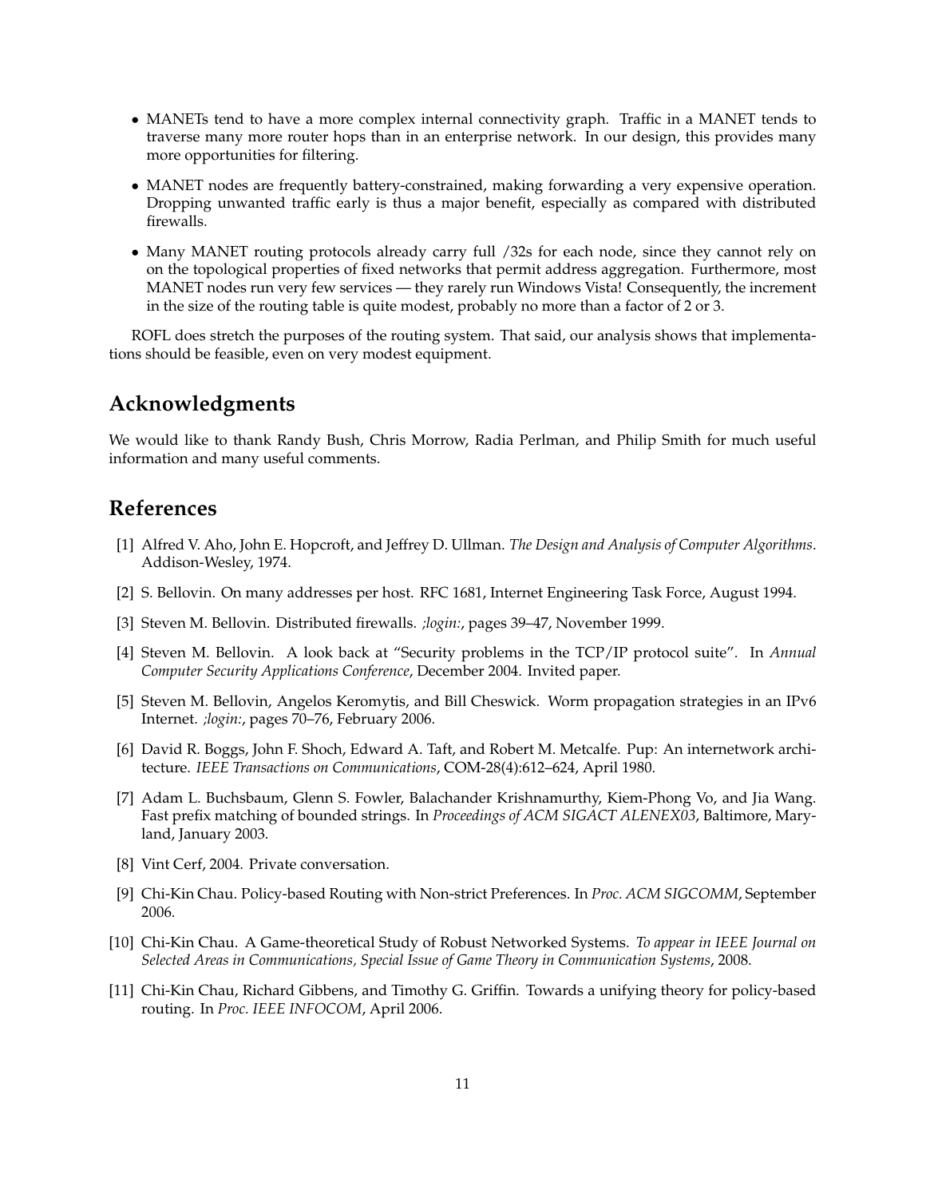- MANETs tend to have a more complex internal connectivity graph. Traffic in a MANET tends to traverse many more router hops than in an enterprise network. In our design, this provides many more opportunities for filtering.
- MANET nodes are frequently battery-constrained, making forwarding a very expensive operation. Dropping unwanted traffic early is thus a major benefit, especially as compared with distributed firewalls.
- Many MANET routing protocols already carry full /32s for each node, since they cannot rely on on the topological properties of fixed networks that permit address aggregation. Furthermore, most MANET nodes run very few services — they rarely run Windows Vista! Consequently, the increment in the size of the routing table is quite modest, probably no more than a factor of 2 or 3.

ROFL does stretch the purposes of the routing system. That said, our analysis shows that implementations should be feasible, even on very modest equipment.

## Acknowledgments

We would like to thank Randy Bush, Chris Morrow, Radia Perlman, and Philip Smith for much useful information and many useful comments.

## References

[1] Alfred V. Aho, John E. Hopcroft, and Jeffrey D. Ullman. *The Design and Analysis of Computer Algorithms*. Addison-Wesley, 1974.

[2] S. Bellovin. On many addresses per host. RFC 1681, Internet Engineering Task Force, August 1994.

[3] Steven M. Bellovin. Distributed firewalls. *;login:*, pages 39–47, November 1999.

[4] Steven M. Bellovin. A look back at "Security problems in the TCP/IP protocol suite". In *Annual Computer Security Applications Conference*, December 2004. Invited paper.

[5] Steven M. Bellovin, Angelos Keromytis, and Bill Cheswick. Worm propagation strategies in an IPv6 Internet. *;login:*, pages 70–76, February 2006.

[6] David R. Boggs, John F. Shoch, Edward A. Taft, and Robert M. Metcalfe. Pup: An internetwork architecture. *IEEE Transactions on Communications*, COM-28(4):612–624, April 1980.

[7] Adam L. Buchsbaum, Glenn S. Fowler, Balachander Krishnamurthy, Kiem-Phong Vo, and Jia Wang. Fast prefix matching of bounded strings. In *Proceedings of ACM SIGACT ALENEX03*, Baltimore, Maryland, January 2003.

[8] Vint Cerf, 2004. Private conversation.

[9] Chi-Kin Chau. Policy-based Routing with Non-strict Preferences. In *Proc. ACM SIGCOMM*, September 2006.

[10] Chi-Kin Chau. A Game-theoretical Study of Robust Networked Systems. *To appear in IEEE Journal on Selected Areas in Communications, Special Issue of Game Theory in Communication Systems*, 2008.

[11] Chi-Kin Chau, Richard Gibbens, and Timothy G. Griffin. Towards a unifying theory for policy-based routing. In *Proc. IEEE INFOCOM*, April 2006.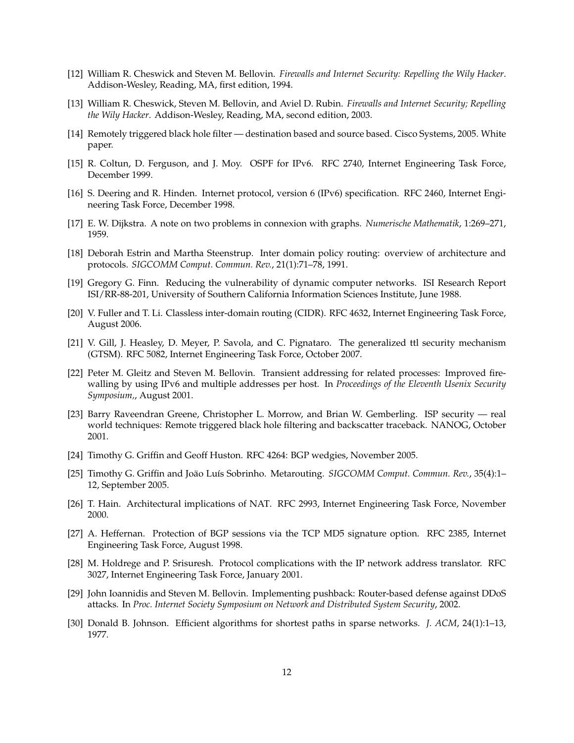[12] William R. Cheswick and Steven M. Bellovin. *Firewalls and Internet Security: Repelling the Wily Hacker*. Addison-Wesley, Reading, MA, first edition, 1994.

[13] William R. Cheswick, Steven M. Bellovin, and Aviel D. Rubin. *Firewalls and Internet Security; Repelling the Wily Hacker*. Addison-Wesley, Reading, MA, second edition, 2003.

[14] Remotely triggered black hole filter — destination based and source based. Cisco Systems, 2005. White paper.

[15] R. Coltun, D. Ferguson, and J. Moy. OSPF for IPv6. RFC 2740, Internet Engineering Task Force, December 1999.

[16] S. Deering and R. Hinden. Internet protocol, version 6 (IPv6) specification. RFC 2460, Internet Engineering Task Force, December 1998.

[17] E. W. Dijkstra. A note on two problems in connexion with graphs. *Numerische Mathematik*, 1:269–271, 1959.

[18] Deborah Estrin and Martha Steenstrup. Inter domain policy routing: overview of architecture and protocols. *SIGCOMM Comput. Commun. Rev.*, 21(1):71–78, 1991.

[19] Gregory G. Finn. Reducing the vulnerability of dynamic computer networks. ISI Research Report ISI/RR-88-201, University of Southern California Information Sciences Institute, June 1988.

[20] V. Fuller and T. Li. Classless inter-domain routing (CIDR). RFC 4632, Internet Engineering Task Force, August 2006.

[21] V. Gill, J. Heasley, D. Meyer, P. Savola, and C. Pignataro. The generalized ttl security mechanism (GTSM). RFC 5082, Internet Engineering Task Force, October 2007.

[22] Peter M. Gleitz and Steven M. Bellovin. Transient addressing for related processes: Improved firewalling by using IPv6 and multiple addresses per host. In *Proceedings of the Eleventh Usenix Security Symposium,*, August 2001.

[23] Barry Raveendran Greene, Christopher L. Morrow, and Brian W. Gemberling. ISP security — real world techniques: Remote triggered black hole filtering and backscatter traceback. NANOG, October 2001.

[24] Timothy G. Griffin and Geoff Huston. RFC 4264: BGP wedgies, November 2005.

[25] Timothy G. Griffin and Joäo Luís Sobrinho. Metarouting. *SIGCOMM Comput. Commun. Rev.*, 35(4):1–12, September 2005.

[26] T. Hain. Architectural implications of NAT. RFC 2993, Internet Engineering Task Force, November 2000.

[27] A. Heffernan. Protection of BGP sessions via the TCP MD5 signature option. RFC 2385, Internet Engineering Task Force, August 1998.

[28] M. Holdrege and P. Srisuresh. Protocol complications with the IP network address translator. RFC 3027, Internet Engineering Task Force, January 2001.

[29] John Ioannidis and Steven M. Bellovin. Implementing pushback: Router-based defense against DDoS attacks. In *Proc. Internet Society Symposium on Network and Distributed System Security*, 2002.

[30] Donald B. Johnson. Efficient algorithms for shortest paths in sparse networks. *J. ACM*, 24(1):1–13, 1977.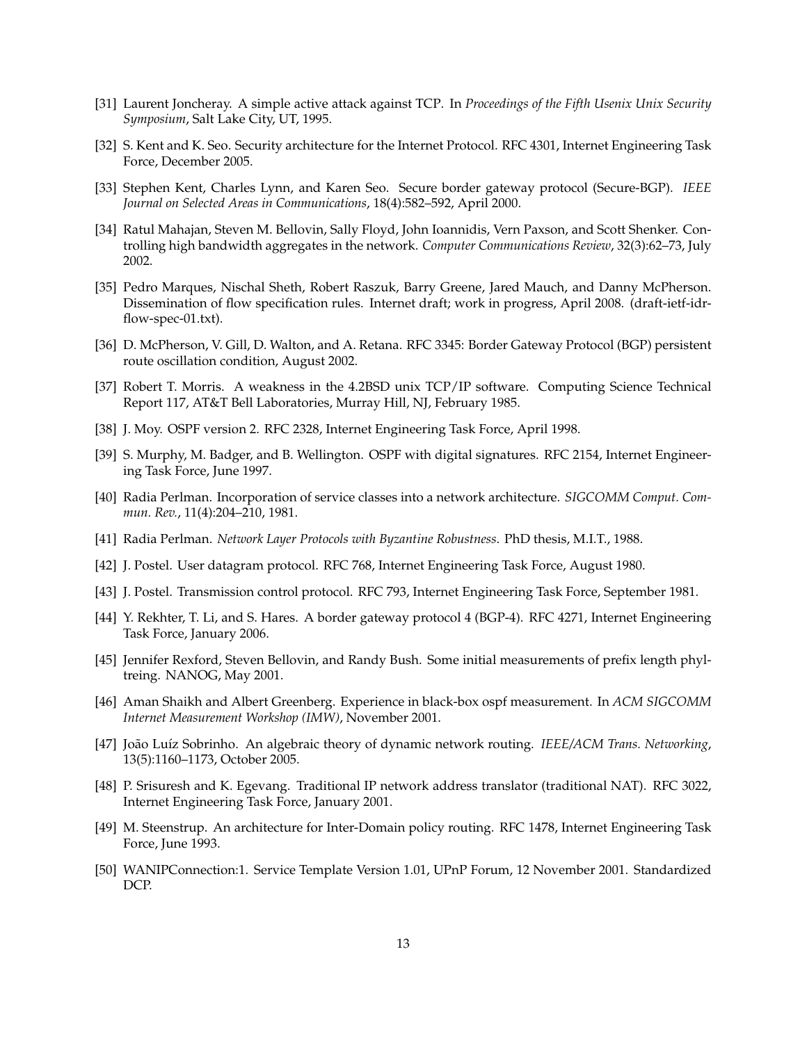[31] Laurent Joncheray. A simple active attack against TCP. In *Proceedings of the Fifth Usenix Unix Security Symposium*, Salt Lake City, UT, 1995.

[32] S. Kent and K. Seo. Security architecture for the Internet Protocol. RFC 4301, Internet Engineering Task Force, December 2005.

[33] Stephen Kent, Charles Lynn, and Karen Seo. Secure border gateway protocol (Secure-BGP). *IEEE Journal on Selected Areas in Communications*, 18(4):582–592, April 2000.

[34] Ratul Mahajan, Steven M. Bellovin, Sally Floyd, John Ioannidis, Vern Paxson, and Scott Shenker. Controlling high bandwidth aggregates in the network. *Computer Communications Review*, 32(3):62–73, July 2002.

[35] Pedro Marques, Nischal Sheth, Robert Raszuk, Barry Greene, Jared Mauch, and Danny McPherson. Dissemination of flow specification rules. Internet draft; work in progress, April 2008. (draft-ietf-idr-flow-spec-01.txt).

[36] D. McPherson, V. Gill, D. Walton, and A. Retana. RFC 3345: Border Gateway Protocol (BGP) persistent route oscillation condition, August 2002.

[37] Robert T. Morris. A weakness in the 4.2BSD unix TCP/IP software. Computing Science Technical Report 117, AT&T Bell Laboratories, Murray Hill, NJ, February 1985.

[38] J. Moy. OSPF version 2. RFC 2328, Internet Engineering Task Force, April 1998.

[39] S. Murphy, M. Badger, and B. Wellington. OSPF with digital signatures. RFC 2154, Internet Engineering Task Force, June 1997.

[40] Radia Perlman. Incorporation of service classes into a network architecture. *SIGCOMM Comput. Commun. Rev.*, 11(4):204–210, 1981.

[41] Radia Perlman. *Network Layer Protocols with Byzantine Robustness*. PhD thesis, M.I.T., 1988.

[42] J. Postel. User datagram protocol. RFC 768, Internet Engineering Task Force, August 1980.

[43] J. Postel. Transmission control protocol. RFC 793, Internet Engineering Task Force, September 1981.

[44] Y. Rekhter, T. Li, and S. Hares. A border gateway protocol 4 (BGP-4). RFC 4271, Internet Engineering Task Force, January 2006.

[45] Jennifer Rexford, Steven Bellovin, and Randy Bush. Some initial measurements of prefix length phyltreing. NANOG, May 2001.

[46] Aman Shaikh and Albert Greenberg. Experience in black-box ospf measurement. In *ACM SIGCOMM Internet Measurement Workshop (IMW)*, November 2001.

[47] João Luíz Sobrinho. An algebraic theory of dynamic network routing. *IEEE/ACM Trans. Networking*, 13(5):1160–1173, October 2005.

[48] P. Srisuresh and K. Egevang. Traditional IP network address translator (traditional NAT). RFC 3022, Internet Engineering Task Force, January 2001.

[49] M. Steenstrup. An architecture for Inter-Domain policy routing. RFC 1478, Internet Engineering Task Force, June 1993.

[50] WANIPConnection:1. Service Template Version 1.01, UPnP Forum, 12 November 2001. Standardized DCP.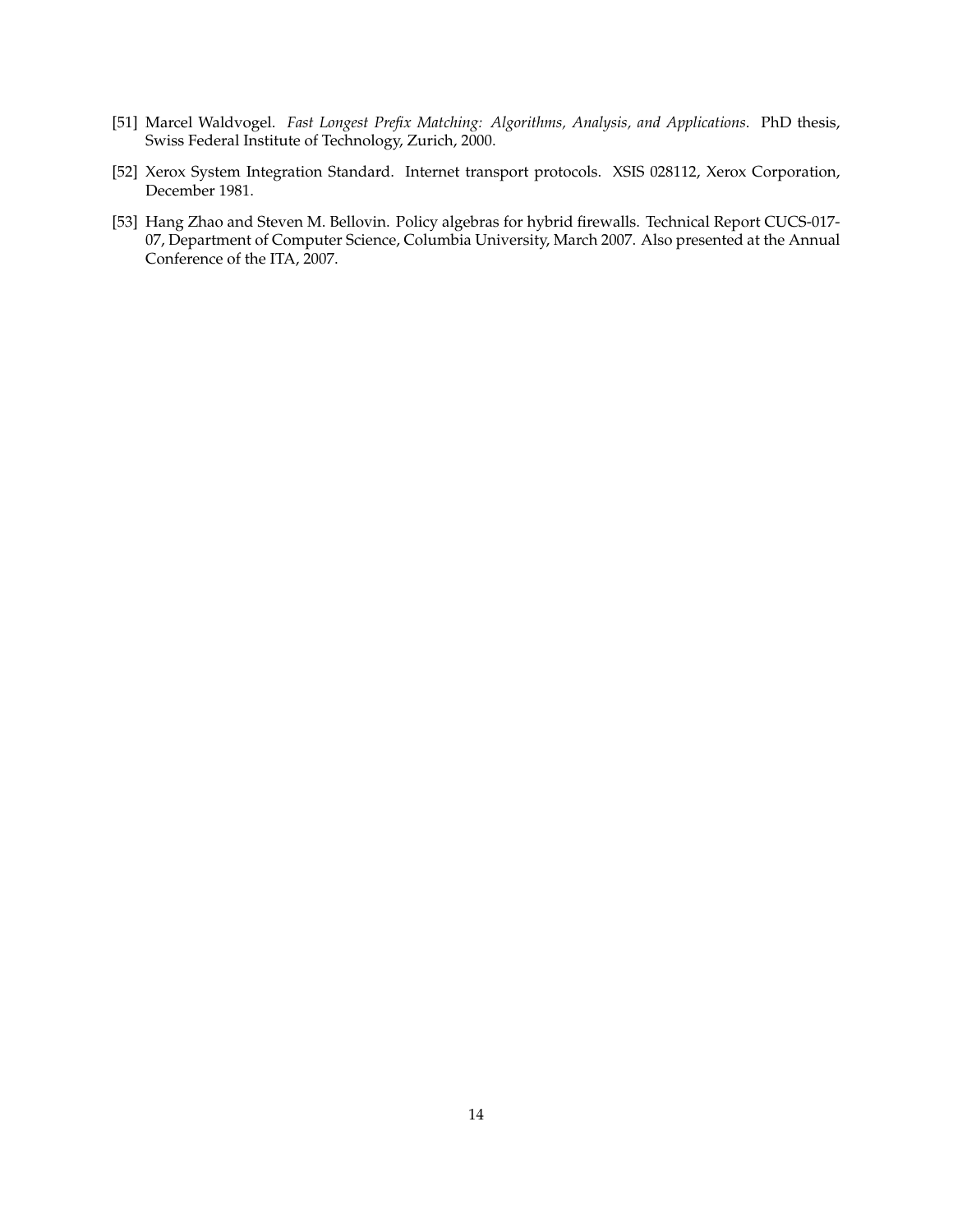[51] Marcel Waldvogel. *Fast Longest Prefix Matching: Algorithms, Analysis, and Applications*. PhD thesis, Swiss Federal Institute of Technology, Zurich, 2000.

[52] Xerox System Integration Standard. Internet transport protocols. XSIS 028112, Xerox Corporation, December 1981.

[53] Hang Zhao and Steven M. Bellovin. Policy algebras for hybrid firewalls. Technical Report CUCS-017-07, Department of Computer Science, Columbia University, March 2007. Also presented at the Annual Conference of the ITA, 2007.